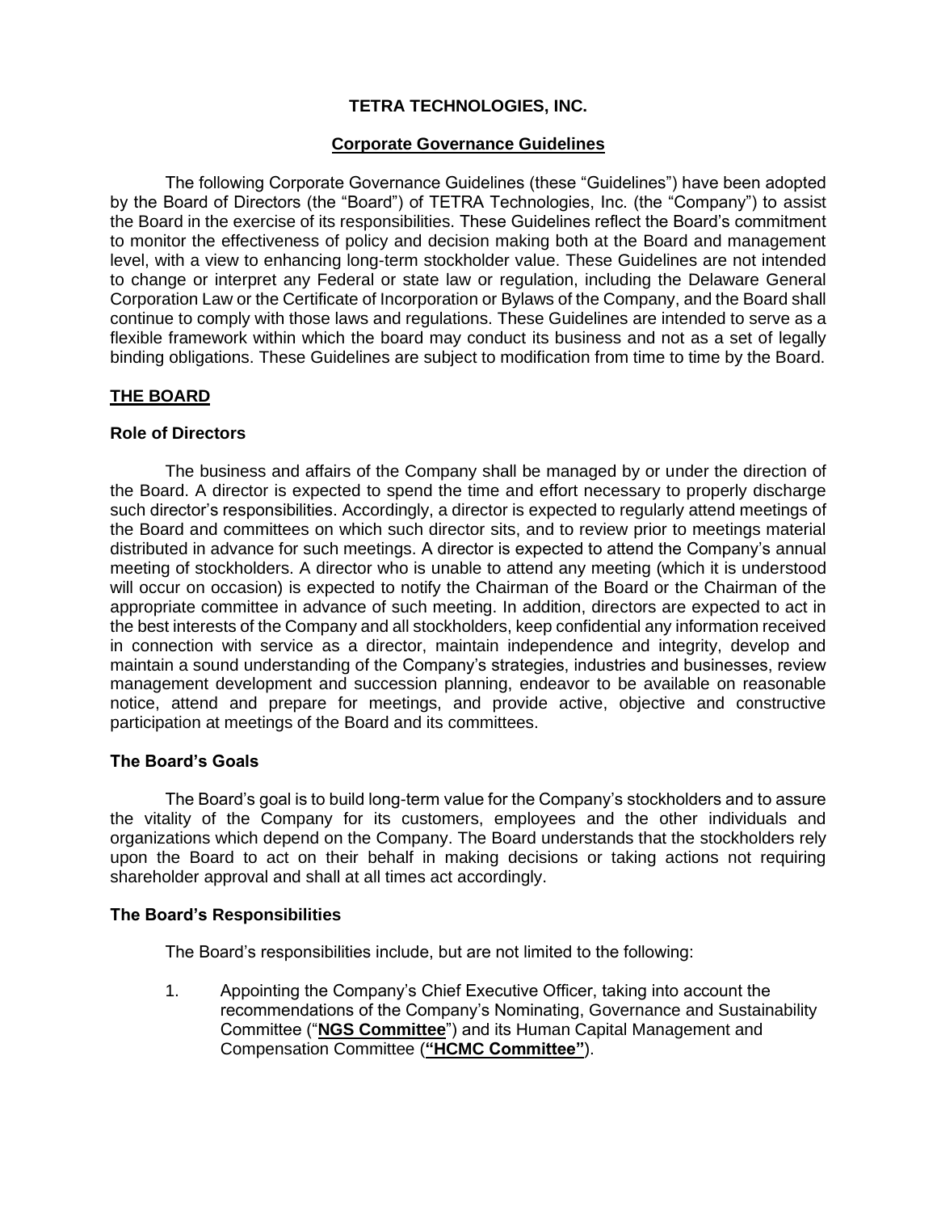# TETRA TECHNOLOGIES, INC.

## Corporate Governance Guidelines

The following Corporate Governance Guidelines (these "Guidelines") have been adopted by the Board of Directors (the "Board") of TETRA Technologies, Inc. (the "Company") to assist the Board in the exercise of its responsibilities. These Guidelines reflect the Board's commitment to monitor the effectiveness of policy and decision making both at the Board and management level, with a view to enhancing long-term stockholder value. These Guidelines are not intended to change or interpret any Federal or state law or regulation, including the Delaware General Corporation Law or the Certificate of Incorporation or Bylaws of the Company, and the Board shall continue to comply with those laws and regulations. These Guidelines are intended to serve as a flexible framework within which the board may conduct its business and not as a set of legally binding obligations. These Guidelines are subject to modification from time to time by the Board.

## THE BOARD

### Role of Directors

The business and affairs of the Company shall be managed by or under the direction of the Board. A director is expected to spend the time and effort necessary to properly discharge such director's responsibilities. Accordingly, a director is expected to regularly attend meetings of the Board and committees on which such director sits, and to review prior to meetings material distributed in advance for such meetings. A director is expected to attend the Company's annual meeting of stockholders. A director who is unable to attend any meeting (which it is understood will occur on occasion) is expected to notify the Chairman of the Board or the Chairman of the appropriate committee in advance of such meeting. In addition, directors are expected to act in the best interests of the Company and all stockholders, keep confidential any information received in connection with service as a director, maintain independence and integrity, develop and maintain a sound understanding of the Company's strategies, industries and businesses, review management development and succession planning, endeavor to be available on reasonable notice, attend and prepare for meetings, and provide active, objective and constructive participation at meetings of the Board and its committees.

### The Board's Goals

The Board's goal is to build long-term value for the Company's stockholders and to assure the vitality of the Company for its customers, employees and the other individuals and organizations which depend on the Company. The Board understands that the stockholders rely upon the Board to act on their behalf in making decisions or taking actions not requiring shareholder approval and shall at all times act accordingly.

### The Board's Responsibilities

The Board's responsibilities include, but are not limited to the following:

1. Appointing the Company's Chief Executive Officer, taking into account the recommendations of the Company's Nominating, Governance and Sustainability Committee ("**NGS Committee**") and its Human Capital Management and Compensation Committee (**"HCMC Committee"**).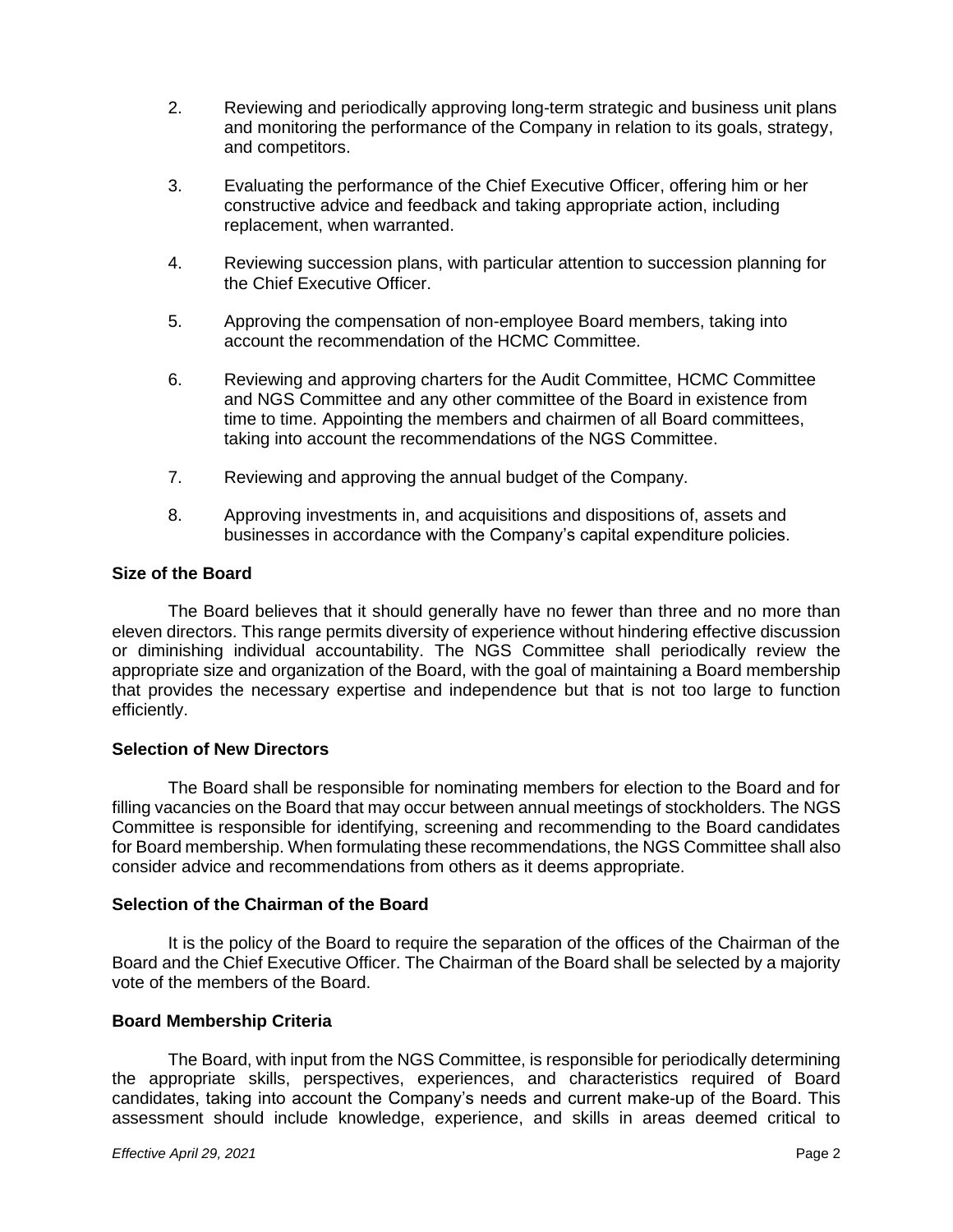2. Reviewing and periodically approving long-term strategic and business unit plans and monitoring the performance of the Company in relation to its goals, strategy, and competitors.

3. Evaluating the performance of the Chief Executive Officer, offering him or her constructive advice and feedback and taking appropriate action, including replacement, when warranted.

4. Reviewing succession plans, with particular attention to succession planning for the Chief Executive Officer.

5. Approving the compensation of non-employee Board members, taking into account the recommendation of the HCMC Committee.

6. Reviewing and approving charters for the Audit Committee, HCMC Committee and NGS Committee and any other committee of the Board in existence from time to time. Appointing the members and chairmen of all Board committees, taking into account the recommendations of the NGS Committee.

7. Reviewing and approving the annual budget of the Company.

8. Approving investments in, and acquisitions and dispositions of, assets and businesses in accordance with the Company's capital expenditure policies.

**Size of the Board**

The Board believes that it should generally have no fewer than three and no more than eleven directors. This range permits diversity of experience without hindering effective discussion or diminishing individual accountability. The NGS Committee shall periodically review the appropriate size and organization of the Board, with the goal of maintaining a Board membership that provides the necessary expertise and independence but that is not too large to function efficiently.

**Selection of New Directors**

The Board shall be responsible for nominating members for election to the Board and for filling vacancies on the Board that may occur between annual meetings of stockholders. The NGS Committee is responsible for identifying, screening and recommending to the Board candidates for Board membership. When formulating these recommendations, the NGS Committee shall also consider advice and recommendations from others as it deems appropriate.

**Selection of the Chairman of the Board**

It is the policy of the Board to require the separation of the offices of the Chairman of the Board and the Chief Executive Officer. The Chairman of the Board shall be selected by a majority vote of the members of the Board.

**Board Membership Criteria**

The Board, with input from the NGS Committee, is responsible for periodically determining the appropriate skills, perspectives, experiences, and characteristics required of Board candidates, taking into account the Company's needs and current make-up of the Board. This assessment should include knowledge, experience, and skills in areas deemed critical to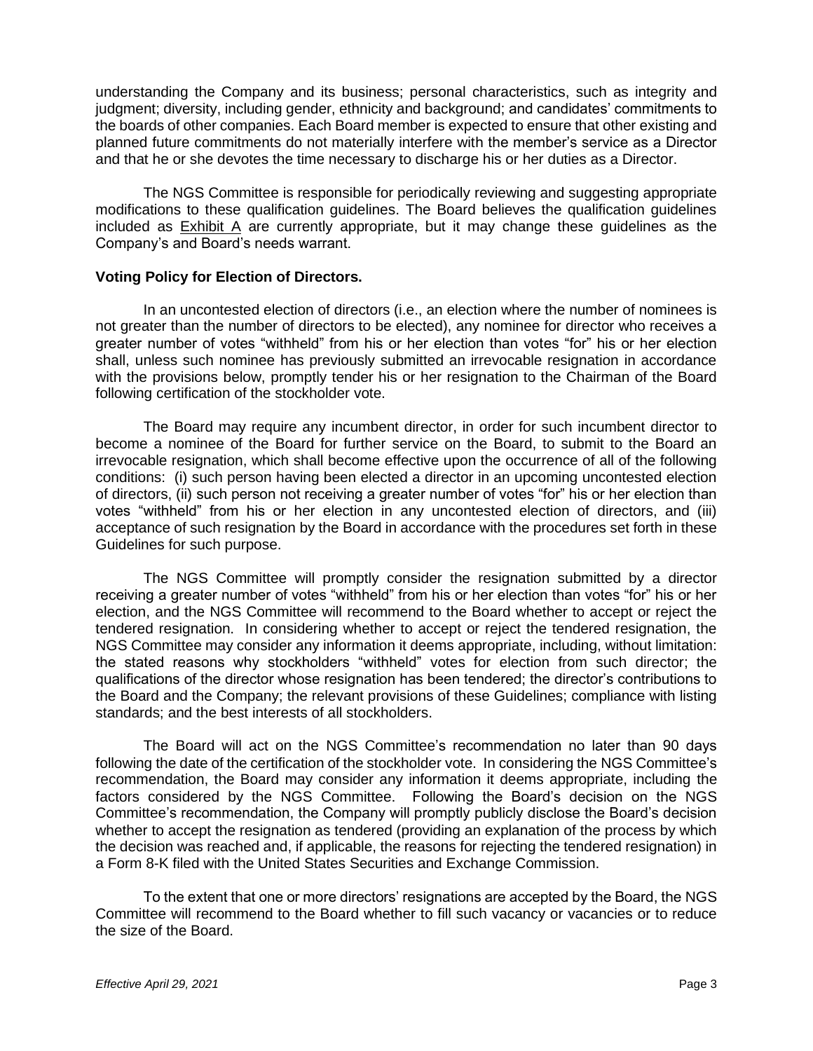understanding the Company and its business; personal characteristics, such as integrity and judgment; diversity, including gender, ethnicity and background; and candidates' commitments to the boards of other companies. Each Board member is expected to ensure that other existing and planned future commitments do not materially interfere with the member's service as a Director and that he or she devotes the time necessary to discharge his or her duties as a Director.

The NGS Committee is responsible for periodically reviewing and suggesting appropriate modifications to these qualification guidelines. The Board believes the qualification guidelines included as Exhibit A are currently appropriate, but it may change these guidelines as the Company's and Board's needs warrant.

**Voting Policy for Election of Directors.**

In an uncontested election of directors (i.e., an election where the number of nominees is not greater than the number of directors to be elected), any nominee for director who receives a greater number of votes "withheld" from his or her election than votes "for" his or her election shall, unless such nominee has previously submitted an irrevocable resignation in accordance with the provisions below, promptly tender his or her resignation to the Chairman of the Board following certification of the stockholder vote.

The Board may require any incumbent director, in order for such incumbent director to become a nominee of the Board for further service on the Board, to submit to the Board an irrevocable resignation, which shall become effective upon the occurrence of all of the following conditions: (i) such person having been elected a director in an upcoming uncontested election of directors, (ii) such person not receiving a greater number of votes "for" his or her election than votes "withheld" from his or her election in any uncontested election of directors, and (iii) acceptance of such resignation by the Board in accordance with the procedures set forth in these Guidelines for such purpose.

The NGS Committee will promptly consider the resignation submitted by a director receiving a greater number of votes "withheld" from his or her election than votes "for" his or her election, and the NGS Committee will recommend to the Board whether to accept or reject the tendered resignation. In considering whether to accept or reject the tendered resignation, the NGS Committee may consider any information it deems appropriate, including, without limitation: the stated reasons why stockholders "withheld" votes for election from such director; the qualifications of the director whose resignation has been tendered; the director's contributions to the Board and the Company; the relevant provisions of these Guidelines; compliance with listing standards; and the best interests of all stockholders.

The Board will act on the NGS Committee's recommendation no later than 90 days following the date of the certification of the stockholder vote. In considering the NGS Committee's recommendation, the Board may consider any information it deems appropriate, including the factors considered by the NGS Committee. Following the Board's decision on the NGS Committee's recommendation, the Company will promptly publicly disclose the Board's decision whether to accept the resignation as tendered (providing an explanation of the process by which the decision was reached and, if applicable, the reasons for rejecting the tendered resignation) in a Form 8-K filed with the United States Securities and Exchange Commission.

To the extent that one or more directors' resignations are accepted by the Board, the NGS Committee will recommend to the Board whether to fill such vacancy or vacancies or to reduce the size of the Board.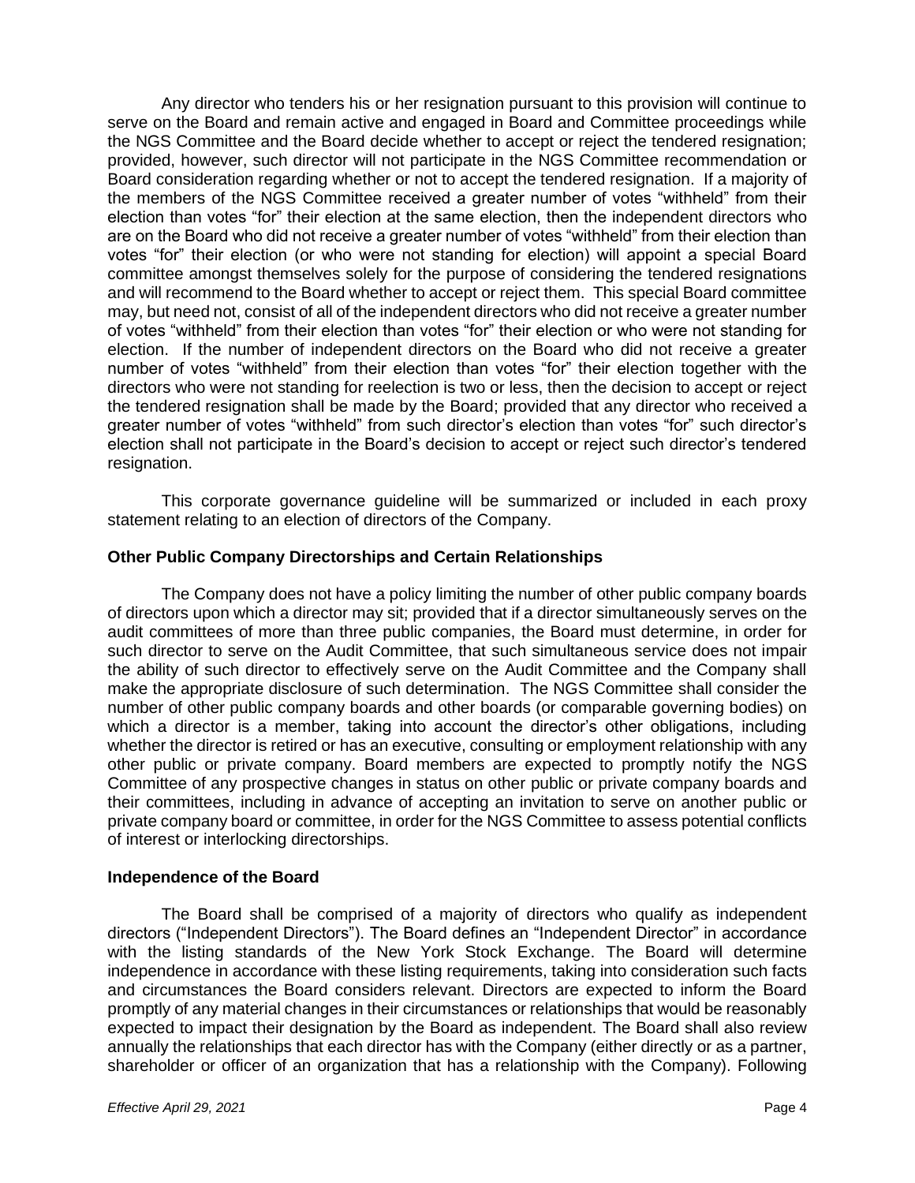Any director who tenders his or her resignation pursuant to this provision will continue to serve on the Board and remain active and engaged in Board and Committee proceedings while the NGS Committee and the Board decide whether to accept or reject the tendered resignation; provided, however, such director will not participate in the NGS Committee recommendation or Board consideration regarding whether or not to accept the tendered resignation. If a majority of the members of the NGS Committee received a greater number of votes "withheld" from their election than votes "for" their election at the same election, then the independent directors who are on the Board who did not receive a greater number of votes "withheld" from their election than votes "for" their election (or who were not standing for election) will appoint a special Board committee amongst themselves solely for the purpose of considering the tendered resignations and will recommend to the Board whether to accept or reject them. This special Board committee may, but need not, consist of all of the independent directors who did not receive a greater number of votes "withheld" from their election than votes "for" their election or who were not standing for election. If the number of independent directors on the Board who did not receive a greater number of votes "withheld" from their election than votes "for" their election together with the directors who were not standing for reelection is two or less, then the decision to accept or reject the tendered resignation shall be made by the Board; provided that any director who received a greater number of votes "withheld" from such director's election than votes "for" such director's election shall not participate in the Board's decision to accept or reject such director's tendered resignation.

This corporate governance guideline will be summarized or included in each proxy statement relating to an election of directors of the Company.

**Other Public Company Directorships and Certain Relationships**

The Company does not have a policy limiting the number of other public company boards of directors upon which a director may sit; provided that if a director simultaneously serves on the audit committees of more than three public companies, the Board must determine, in order for such director to serve on the Audit Committee, that such simultaneous service does not impair the ability of such director to effectively serve on the Audit Committee and the Company shall make the appropriate disclosure of such determination. The NGS Committee shall consider the number of other public company boards and other boards (or comparable governing bodies) on which a director is a member, taking into account the director's other obligations, including whether the director is retired or has an executive, consulting or employment relationship with any other public or private company. Board members are expected to promptly notify the NGS Committee of any prospective changes in status on other public or private company boards and their committees, including in advance of accepting an invitation to serve on another public or private company board or committee, in order for the NGS Committee to assess potential conflicts of interest or interlocking directorships.

**Independence of the Board**

The Board shall be comprised of a majority of directors who qualify as independent directors ("Independent Directors"). The Board defines an "Independent Director" in accordance with the listing standards of the New York Stock Exchange. The Board will determine independence in accordance with these listing requirements, taking into consideration such facts and circumstances the Board considers relevant. Directors are expected to inform the Board promptly of any material changes in their circumstances or relationships that would be reasonably expected to impact their designation by the Board as independent. The Board shall also review annually the relationships that each director has with the Company (either directly or as a partner, shareholder or officer of an organization that has a relationship with the Company). Following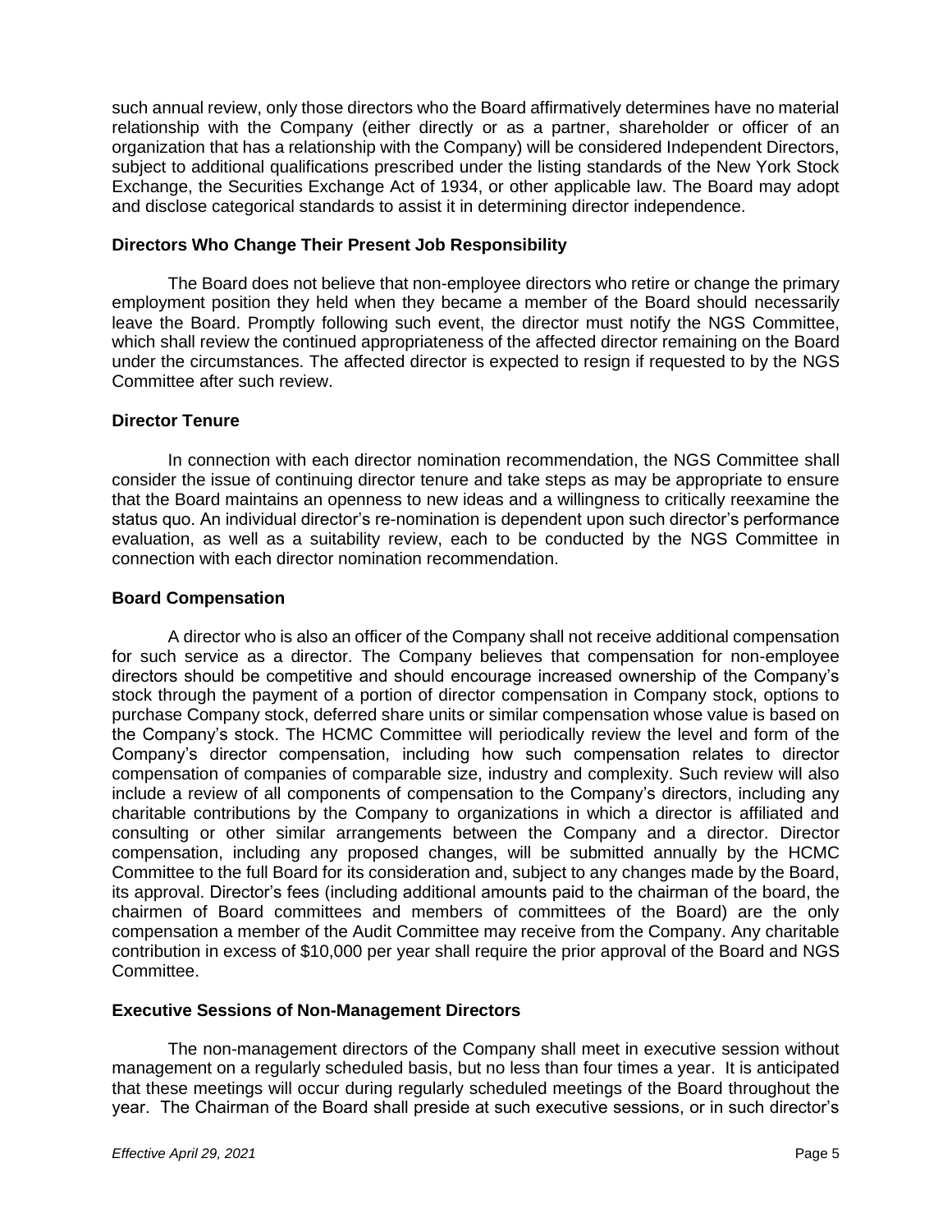such annual review, only those directors who the Board affirmatively determines have no material relationship with the Company (either directly or as a partner, shareholder or officer of an organization that has a relationship with the Company) will be considered Independent Directors, subject to additional qualifications prescribed under the listing standards of the New York Stock Exchange, the Securities Exchange Act of 1934, or other applicable law. The Board may adopt and disclose categorical standards to assist it in determining director independence.

**Directors Who Change Their Present Job Responsibility**

The Board does not believe that non-employee directors who retire or change the primary employment position they held when they became a member of the Board should necessarily leave the Board. Promptly following such event, the director must notify the NGS Committee, which shall review the continued appropriateness of the affected director remaining on the Board under the circumstances. The affected director is expected to resign if requested to by the NGS Committee after such review.

**Director Tenure**

In connection with each director nomination recommendation, the NGS Committee shall consider the issue of continuing director tenure and take steps as may be appropriate to ensure that the Board maintains an openness to new ideas and a willingness to critically reexamine the status quo. An individual director's re-nomination is dependent upon such director's performance evaluation, as well as a suitability review, each to be conducted by the NGS Committee in connection with each director nomination recommendation.

**Board Compensation**

A director who is also an officer of the Company shall not receive additional compensation for such service as a director. The Company believes that compensation for non-employee directors should be competitive and should encourage increased ownership of the Company's stock through the payment of a portion of director compensation in Company stock, options to purchase Company stock, deferred share units or similar compensation whose value is based on the Company's stock. The HCMC Committee will periodically review the level and form of the Company's director compensation, including how such compensation relates to director compensation of companies of comparable size, industry and complexity. Such review will also include a review of all components of compensation to the Company's directors, including any charitable contributions by the Company to organizations in which a director is affiliated and consulting or other similar arrangements between the Company and a director. Director compensation, including any proposed changes, will be submitted annually by the HCMC Committee to the full Board for its consideration and, subject to any changes made by the Board, its approval. Director's fees (including additional amounts paid to the chairman of the board, the chairmen of Board committees and members of committees of the Board) are the only compensation a member of the Audit Committee may receive from the Company. Any charitable contribution in excess of $10,000 per year shall require the prior approval of the Board and NGS Committee.

**Executive Sessions of Non-Management Directors**

The non-management directors of the Company shall meet in executive session without management on a regularly scheduled basis, but no less than four times a year. It is anticipated that these meetings will occur during regularly scheduled meetings of the Board throughout the year. The Chairman of the Board shall preside at such executive sessions, or in such director's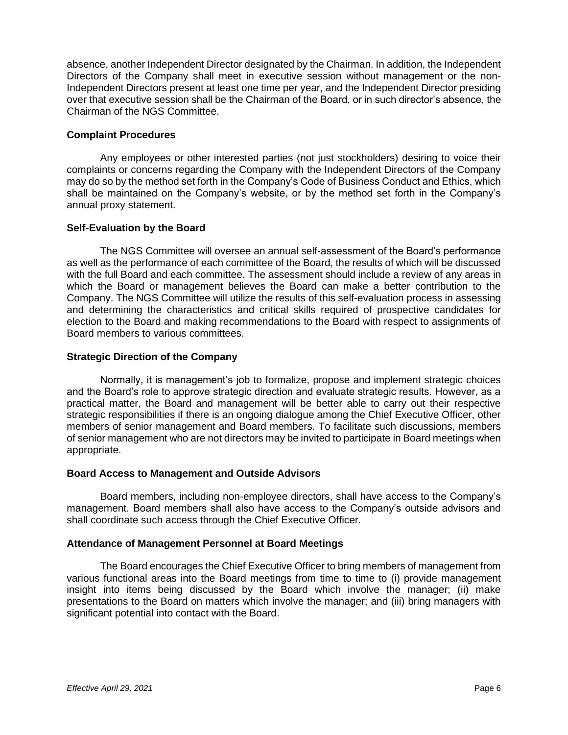absence, another Independent Director designated by the Chairman. In addition, the Independent Directors of the Company shall meet in executive session without management or the non-Independent Directors present at least one time per year, and the Independent Director presiding over that executive session shall be the Chairman of the Board, or in such director's absence, the Chairman of the NGS Committee.

**Complaint Procedures**

Any employees or other interested parties (not just stockholders) desiring to voice their complaints or concerns regarding the Company with the Independent Directors of the Company may do so by the method set forth in the Company's Code of Business Conduct and Ethics, which shall be maintained on the Company's website, or by the method set forth in the Company's annual proxy statement.

**Self-Evaluation by the Board**

The NGS Committee will oversee an annual self-assessment of the Board's performance as well as the performance of each committee of the Board, the results of which will be discussed with the full Board and each committee. The assessment should include a review of any areas in which the Board or management believes the Board can make a better contribution to the Company. The NGS Committee will utilize the results of this self-evaluation process in assessing and determining the characteristics and critical skills required of prospective candidates for election to the Board and making recommendations to the Board with respect to assignments of Board members to various committees.

**Strategic Direction of the Company**

Normally, it is management's job to formalize, propose and implement strategic choices and the Board's role to approve strategic direction and evaluate strategic results. However, as a practical matter, the Board and management will be better able to carry out their respective strategic responsibilities if there is an ongoing dialogue among the Chief Executive Officer, other members of senior management and Board members. To facilitate such discussions, members of senior management who are not directors may be invited to participate in Board meetings when appropriate.

**Board Access to Management and Outside Advisors**

Board members, including non-employee directors, shall have access to the Company's management. Board members shall also have access to the Company's outside advisors and shall coordinate such access through the Chief Executive Officer.

**Attendance of Management Personnel at Board Meetings**

The Board encourages the Chief Executive Officer to bring members of management from various functional areas into the Board meetings from time to time to (i) provide management insight into items being discussed by the Board which involve the manager; (ii) make presentations to the Board on matters which involve the manager; and (iii) bring managers with significant potential into contact with the Board.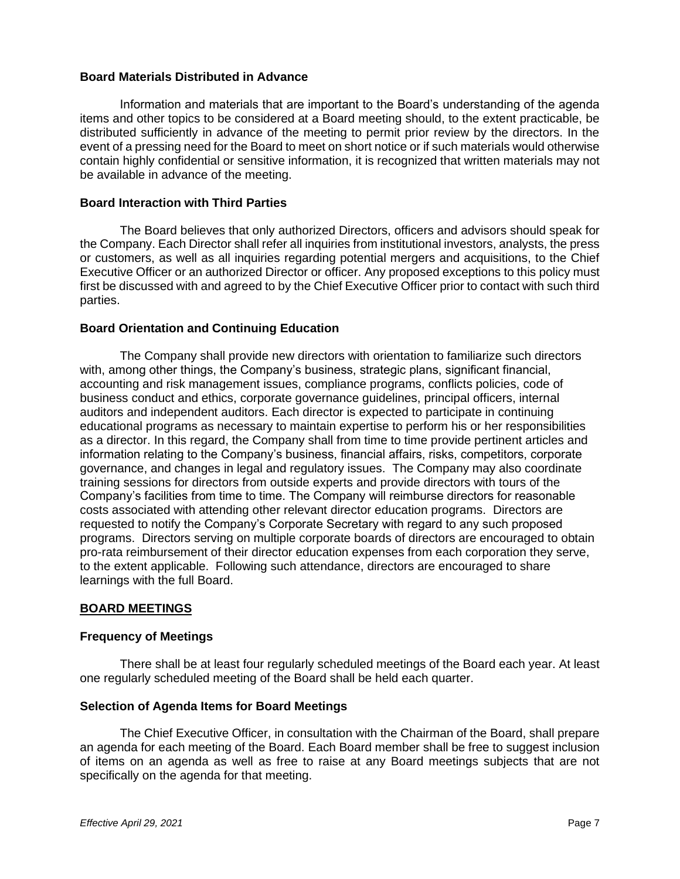### Board Materials Distributed in Advance

Information and materials that are important to the Board's understanding of the agenda items and other topics to be considered at a Board meeting should, to the extent practicable, be distributed sufficiently in advance of the meeting to permit prior review by the directors. In the event of a pressing need for the Board to meet on short notice or if such materials would otherwise contain highly confidential or sensitive information, it is recognized that written materials may not be available in advance of the meeting.

### Board Interaction with Third Parties

The Board believes that only authorized Directors, officers and advisors should speak for the Company. Each Director shall refer all inquiries from institutional investors, analysts, the press or customers, as well as all inquiries regarding potential mergers and acquisitions, to the Chief Executive Officer or an authorized Director or officer. Any proposed exceptions to this policy must first be discussed with and agreed to by the Chief Executive Officer prior to contact with such third parties.

### Board Orientation and Continuing Education

The Company shall provide new directors with orientation to familiarize such directors with, among other things, the Company's business, strategic plans, significant financial, accounting and risk management issues, compliance programs, conflicts policies, code of business conduct and ethics, corporate governance guidelines, principal officers, internal auditors and independent auditors. Each director is expected to participate in continuing educational programs as necessary to maintain expertise to perform his or her responsibilities as a director. In this regard, the Company shall from time to time provide pertinent articles and information relating to the Company's business, financial affairs, risks, competitors, corporate governance, and changes in legal and regulatory issues. The Company may also coordinate training sessions for directors from outside experts and provide directors with tours of the Company's facilities from time to time. The Company will reimburse directors for reasonable costs associated with attending other relevant director education programs. Directors are requested to notify the Company's Corporate Secretary with regard to any such proposed programs. Directors serving on multiple corporate boards of directors are encouraged to obtain pro-rata reimbursement of their director education expenses from each corporation they serve, to the extent applicable. Following such attendance, directors are encouraged to share learnings with the full Board.

## BOARD MEETINGS

### Frequency of Meetings

There shall be at least four regularly scheduled meetings of the Board each year. At least one regularly scheduled meeting of the Board shall be held each quarter.

### Selection of Agenda Items for Board Meetings

The Chief Executive Officer, in consultation with the Chairman of the Board, shall prepare an agenda for each meeting of the Board. Each Board member shall be free to suggest inclusion of items on an agenda as well as free to raise at any Board meetings subjects that are not specifically on the agenda for that meeting.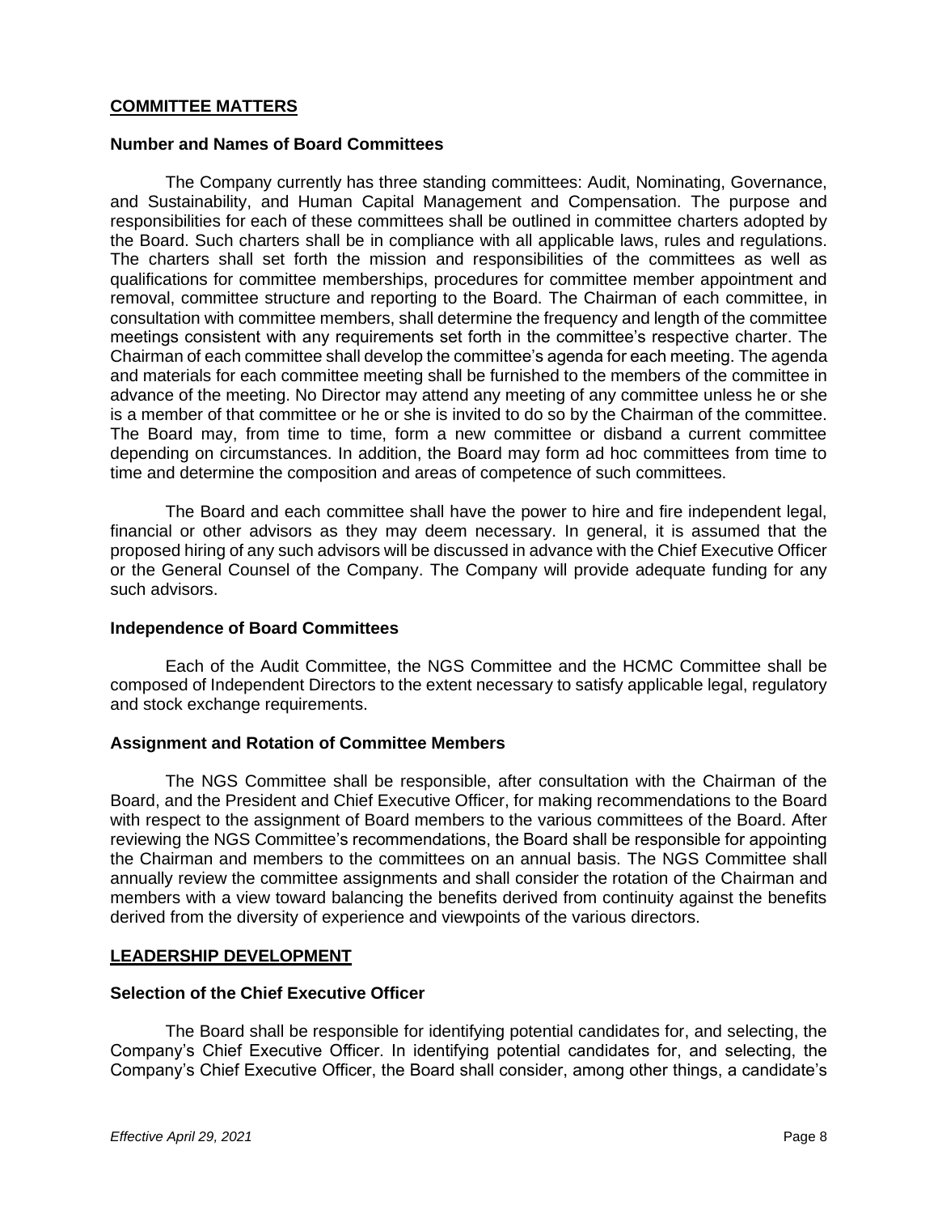## COMMITTEE MATTERS

### Number and Names of Board Committees

The Company currently has three standing committees: Audit, Nominating, Governance, and Sustainability, and Human Capital Management and Compensation. The purpose and responsibilities for each of these committees shall be outlined in committee charters adopted by the Board. Such charters shall be in compliance with all applicable laws, rules and regulations. The charters shall set forth the mission and responsibilities of the committees as well as qualifications for committee memberships, procedures for committee member appointment and removal, committee structure and reporting to the Board. The Chairman of each committee, in consultation with committee members, shall determine the frequency and length of the committee meetings consistent with any requirements set forth in the committee's respective charter. The Chairman of each committee shall develop the committee's agenda for each meeting. The agenda and materials for each committee meeting shall be furnished to the members of the committee in advance of the meeting. No Director may attend any meeting of any committee unless he or she is a member of that committee or he or she is invited to do so by the Chairman of the committee. The Board may, from time to time, form a new committee or disband a current committee depending on circumstances. In addition, the Board may form ad hoc committees from time to time and determine the composition and areas of competence of such committees.

The Board and each committee shall have the power to hire and fire independent legal, financial or other advisors as they may deem necessary. In general, it is assumed that the proposed hiring of any such advisors will be discussed in advance with the Chief Executive Officer or the General Counsel of the Company. The Company will provide adequate funding for any such advisors.

### Independence of Board Committees

Each of the Audit Committee, the NGS Committee and the HCMC Committee shall be composed of Independent Directors to the extent necessary to satisfy applicable legal, regulatory and stock exchange requirements.

### Assignment and Rotation of Committee Members

The NGS Committee shall be responsible, after consultation with the Chairman of the Board, and the President and Chief Executive Officer, for making recommendations to the Board with respect to the assignment of Board members to the various committees of the Board. After reviewing the NGS Committee's recommendations, the Board shall be responsible for appointing the Chairman and members to the committees on an annual basis. The NGS Committee shall annually review the committee assignments and shall consider the rotation of the Chairman and members with a view toward balancing the benefits derived from continuity against the benefits derived from the diversity of experience and viewpoints of the various directors.

## LEADERSHIP DEVELOPMENT

### Selection of the Chief Executive Officer

The Board shall be responsible for identifying potential candidates for, and selecting, the Company's Chief Executive Officer. In identifying potential candidates for, and selecting, the Company's Chief Executive Officer, the Board shall consider, among other things, a candidate's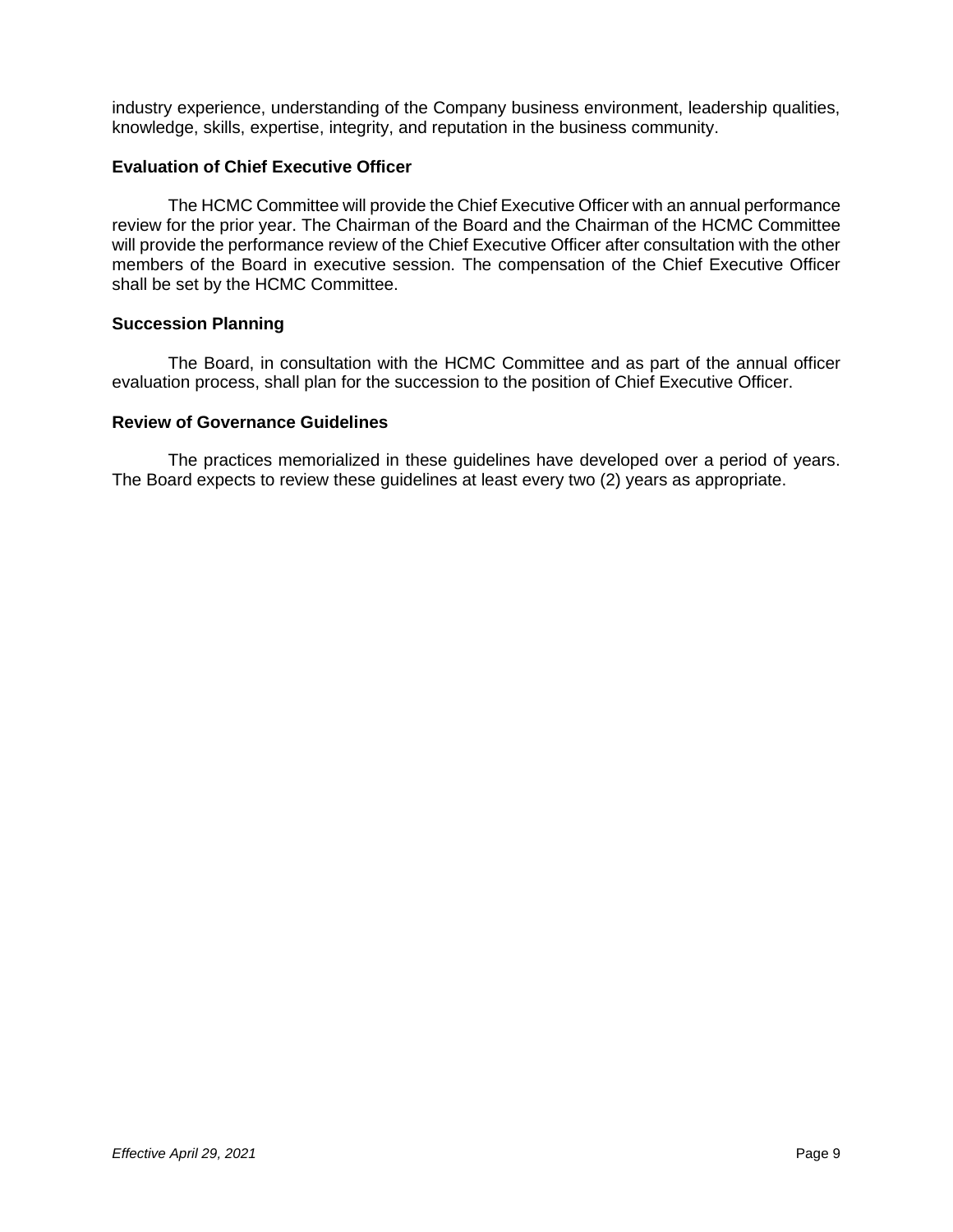industry experience, understanding of the Company business environment, leadership qualities, knowledge, skills, expertise, integrity, and reputation in the business community.

**Evaluation of Chief Executive Officer**

The HCMC Committee will provide the Chief Executive Officer with an annual performance review for the prior year. The Chairman of the Board and the Chairman of the HCMC Committee will provide the performance review of the Chief Executive Officer after consultation with the other members of the Board in executive session. The compensation of the Chief Executive Officer shall be set by the HCMC Committee.

**Succession Planning**

The Board, in consultation with the HCMC Committee and as part of the annual officer evaluation process, shall plan for the succession to the position of Chief Executive Officer.

**Review of Governance Guidelines**

The practices memorialized in these guidelines have developed over a period of years. The Board expects to review these guidelines at least every two (2) years as appropriate.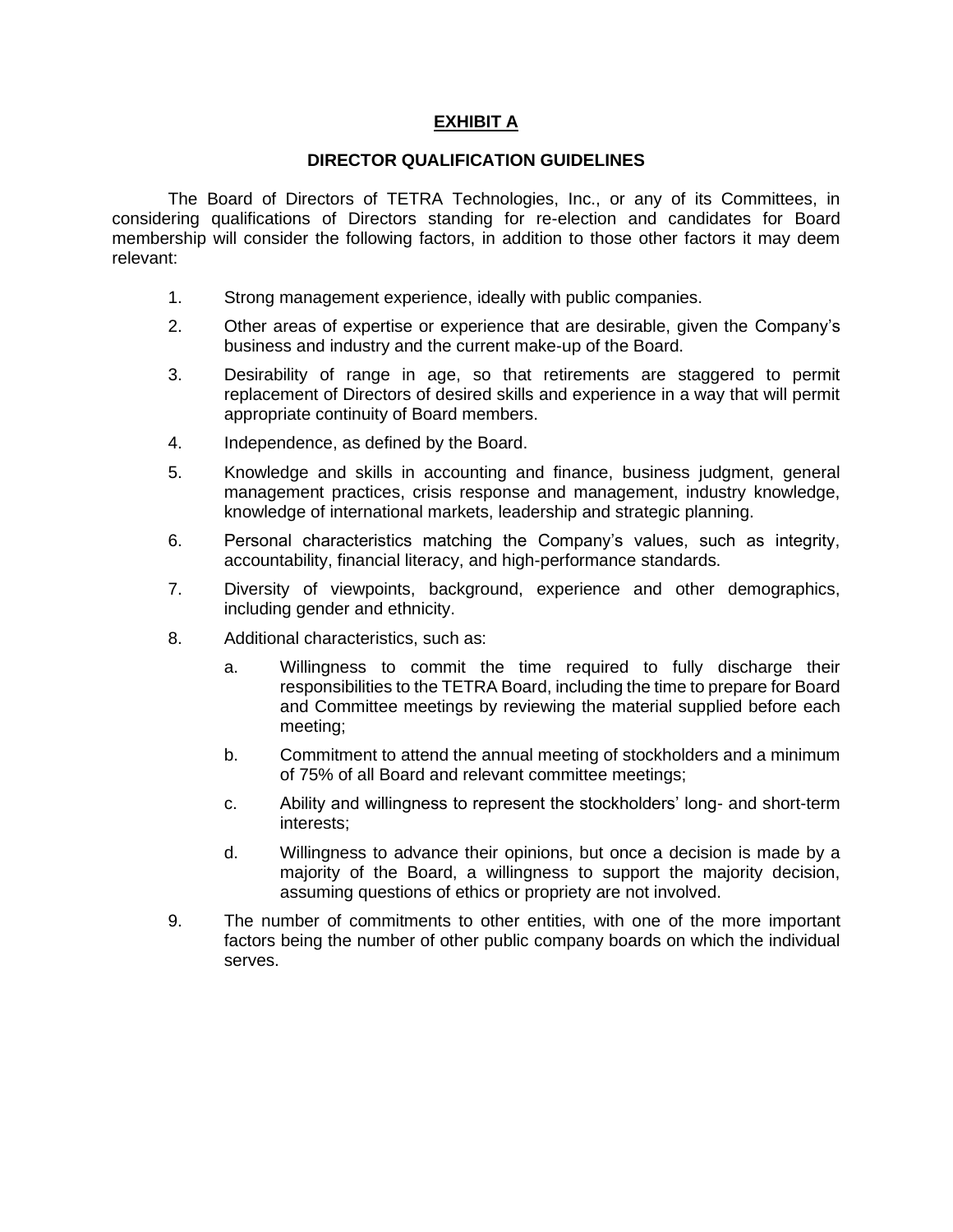# <u>EXHIBIT A</u>

## DIRECTOR QUALIFICATION GUIDELINES

The Board of Directors of TETRA Technologies, Inc., or any of its Committees, in considering qualifications of Directors standing for re-election and candidates for Board membership will consider the following factors, in addition to those other factors it may deem relevant:

1. Strong management experience, ideally with public companies.
2. Other areas of expertise or experience that are desirable, given the Company's business and industry and the current make-up of the Board.
3. Desirability of range in age, so that retirements are staggered to permit replacement of Directors of desired skills and experience in a way that will permit appropriate continuity of Board members.
4. Independence, as defined by the Board.
5. Knowledge and skills in accounting and finance, business judgment, general management practices, crisis response and management, industry knowledge, knowledge of international markets, leadership and strategic planning.
6. Personal characteristics matching the Company's values, such as integrity, accountability, financial literacy, and high-performance standards.
7. Diversity of viewpoints, background, experience and other demographics, including gender and ethnicity.
8. Additional characteristics, such as:
   a. Willingness to commit the time required to fully discharge their responsibilities to the TETRA Board, including the time to prepare for Board and Committee meetings by reviewing the material supplied before each meeting;
   b. Commitment to attend the annual meeting of stockholders and a minimum of 75% of all Board and relevant committee meetings;
   c. Ability and willingness to represent the stockholders' long- and short-term interests;
   d. Willingness to advance their opinions, but once a decision is made by a majority of the Board, a willingness to support the majority decision, assuming questions of ethics or propriety are not involved.
9. The number of commitments to other entities, with one of the more important factors being the number of other public company boards on which the individual serves.